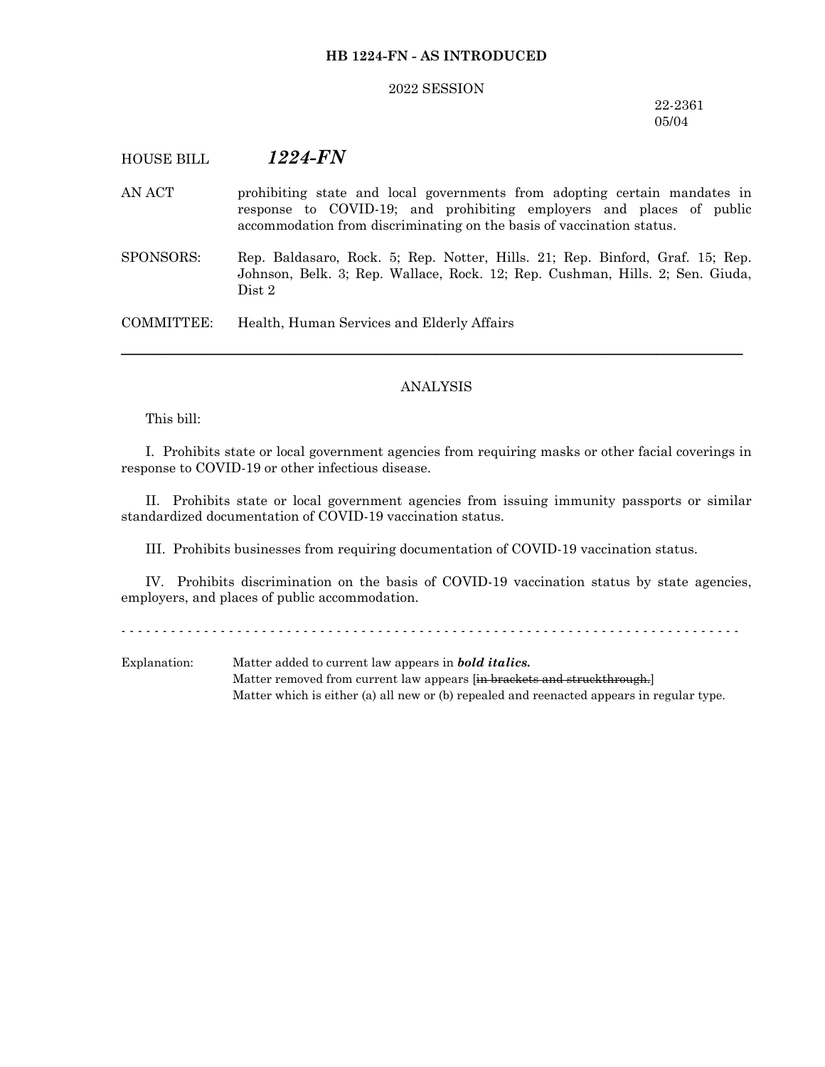**HB 1224-FN - AS INTRODUCED**

2022 SESSION

22-2361
05/04

HOUSE BILL ***1224-FN***

AN ACT prohibiting state and local governments from adopting certain mandates in response to COVID-19; and prohibiting employers and places of public accommodation from discriminating on the basis of vaccination status.

SPONSORS: Rep. Baldasaro, Rock. 5; Rep. Notter, Hills. 21; Rep. Binford, Graf. 15; Rep. Johnson, Belk. 3; Rep. Wallace, Rock. 12; Rep. Cushman, Hills. 2; Sen. Giuda, Dist 2

COMMITTEE: Health, Human Services and Elderly Affairs

---

ANALYSIS

This bill:

I. Prohibits state or local government agencies from requiring masks or other facial coverings in response to COVID-19 or other infectious disease.

II. Prohibits state or local government agencies from issuing immunity passports or similar standardized documentation of COVID-19 vaccination status.

III. Prohibits businesses from requiring documentation of COVID-19 vaccination status.

IV. Prohibits discrimination on the basis of COVID-19 vaccination status by state agencies, employers, and places of public accommodation.

- - - - - - - - - - - - - - - - - - - - - - - - - - - - - - - - - - - - - - - - - - - - - - - - - - - - - - - - - - - - - - - - - - - - - - - - - -

Explanation: Matter added to current law appears in ***bold italics.***
Matter removed from current law appears [~~in brackets and struckthrough.~~]
Matter which is either (a) all new or (b) repealed and reenacted appears in regular type.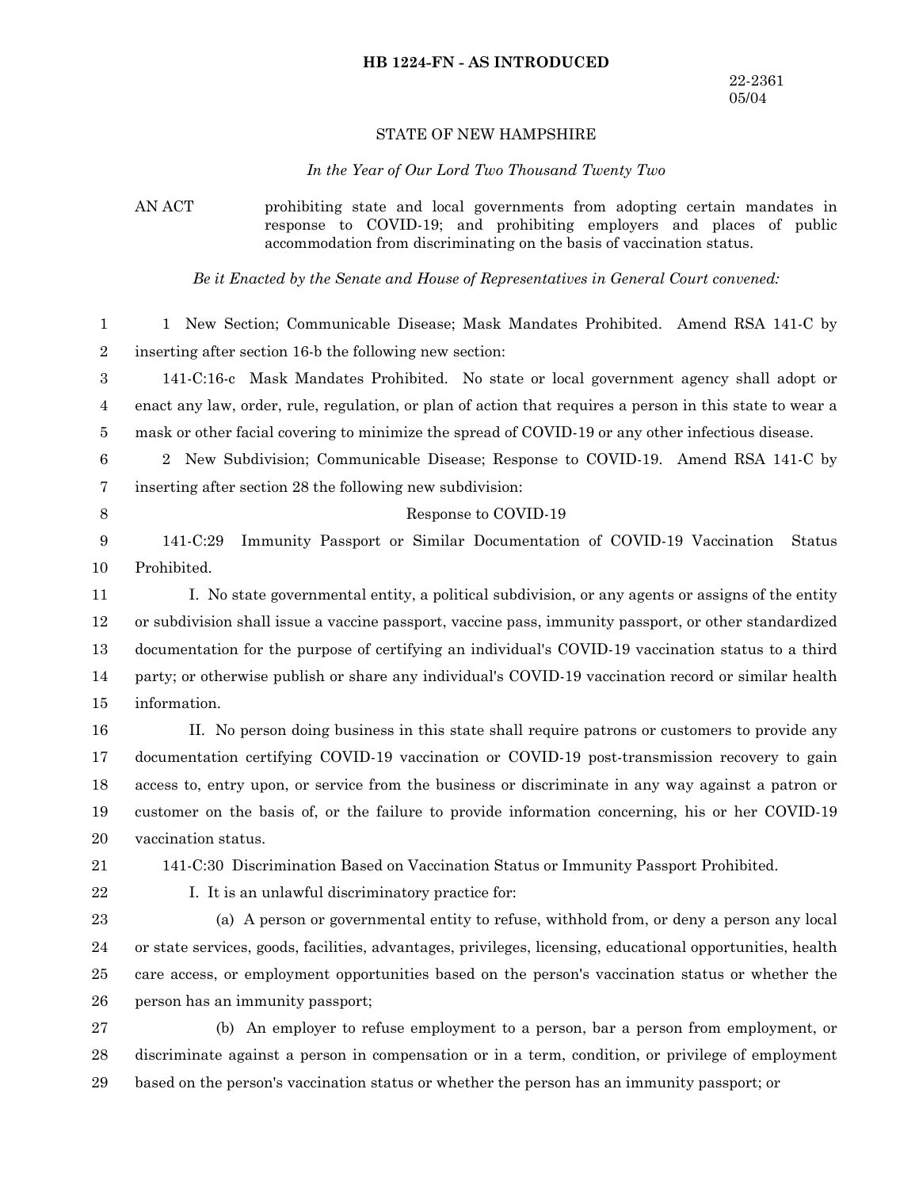**HB 1224-FN - AS INTRODUCED**

22-2361
05/04

STATE OF NEW HAMPSHIRE

*In the Year of Our Lord Two Thousand Twenty Two*

AN ACT prohibiting state and local governments from adopting certain mandates in response to COVID-19; and prohibiting employers and places of public accommodation from discriminating on the basis of vaccination status.

*Be it Enacted by the Senate and House of Representatives in General Court convened:*

1 New Section; Communicable Disease; Mask Mandates Prohibited. Amend RSA 141-C by inserting after section 16-b the following new section:

141-C:16-c Mask Mandates Prohibited. No state or local government agency shall adopt or enact any law, order, rule, regulation, or plan of action that requires a person in this state to wear a mask or other facial covering to minimize the spread of COVID-19 or any other infectious disease.

2 New Subdivision; Communicable Disease; Response to COVID-19. Amend RSA 141-C by inserting after section 28 the following new subdivision:

Response to COVID-19

141-C:29 Immunity Passport or Similar Documentation of COVID-19 Vaccination Status Prohibited.

I. No state governmental entity, a political subdivision, or any agents or assigns of the entity or subdivision shall issue a vaccine passport, vaccine pass, immunity passport, or other standardized documentation for the purpose of certifying an individual's COVID-19 vaccination status to a third party; or otherwise publish or share any individual's COVID-19 vaccination record or similar health information.

II. No person doing business in this state shall require patrons or customers to provide any documentation certifying COVID-19 vaccination or COVID-19 post-transmission recovery to gain access to, entry upon, or service from the business or discriminate in any way against a patron or customer on the basis of, or the failure to provide information concerning, his or her COVID-19 vaccination status.

141-C:30 Discrimination Based on Vaccination Status or Immunity Passport Prohibited.

I. It is an unlawful discriminatory practice for:

(a) A person or governmental entity to refuse, withhold from, or deny a person any local or state services, goods, facilities, advantages, privileges, licensing, educational opportunities, health care access, or employment opportunities based on the person's vaccination status or whether the person has an immunity passport;

(b) An employer to refuse employment to a person, bar a person from employment, or discriminate against a person in compensation or in a term, condition, or privilege of employment based on the person's vaccination status or whether the person has an immunity passport; or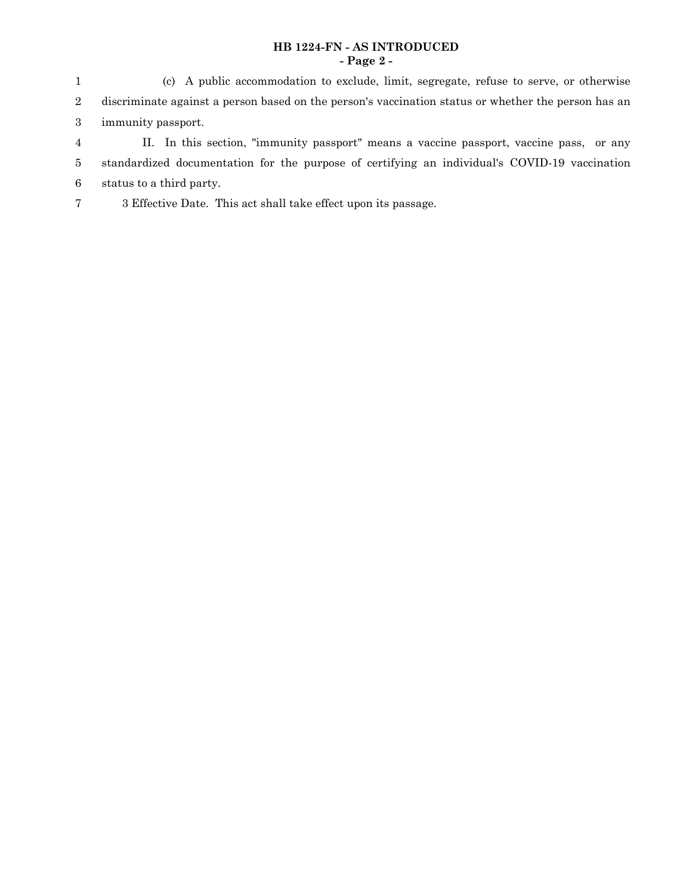(c) A public accommodation to exclude, limit, segregate, refuse to serve, or otherwise discriminate against a person based on the person's vaccination status or whether the person has an immunity passport.

II. In this section, "immunity passport" means a vaccine passport, vaccine pass, or any standardized documentation for the purpose of certifying an individual's COVID-19 vaccination status to a third party.

3 Effective Date. This act shall take effect upon its passage.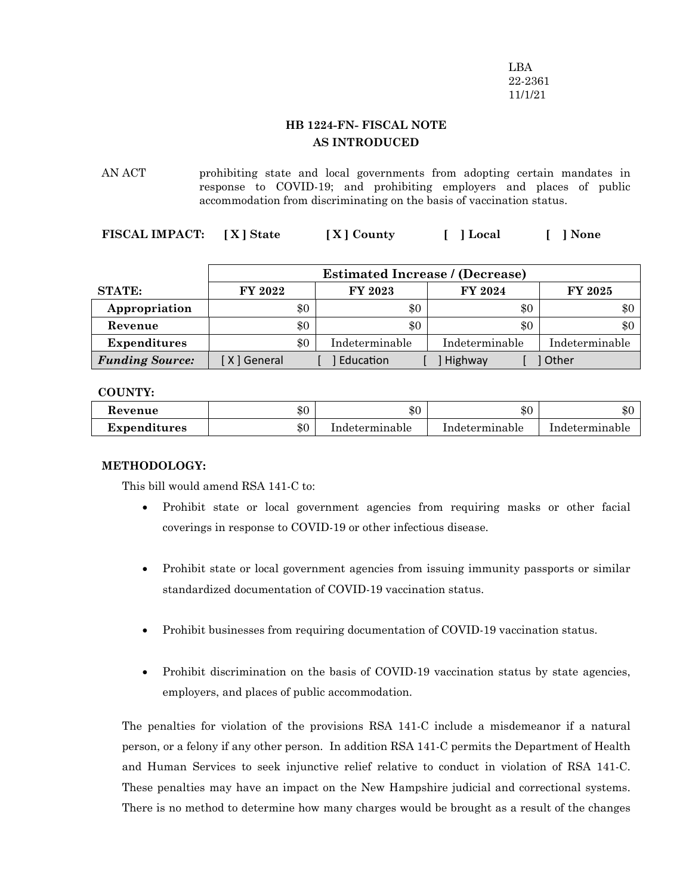LBA
22-2361
11/1/21

**HB 1224-FN- FISCAL NOTE**
**AS INTRODUCED**

AN ACT prohibiting state and local governments from adopting certain mandates in response to COVID-19; and prohibiting employers and places of public accommodation from discriminating on the basis of vaccination status.

**FISCAL IMPACT:** [ X ] State [ X ] County [ ] Local [ ] None

| | Estimated Increase / (Decrease) | | | |
|---|---|---|---|---|
| **STATE:** | **FY 2022** | **FY 2023** | **FY 2024** | **FY 2025** |
| **Appropriation** | $0 | $0 | $0 | $0 |
| **Revenue** | $0 | $0 | $0 | $0 |
| **Expenditures** | $0 | Indeterminable | Indeterminable | Indeterminable |
| ***Funding Source:*** | [ X ] General | [ ] Education | [ ] Highway | [ ] Other |

**COUNTY:**

| | FY 2022 | FY 2023 | FY 2024 | FY 2025 |
|---|---|---|---|---|
| **Revenue** | $0 | $0 | $0 | $0 |
| **Expenditures** | $0 | Indeterminable | Indeterminable | Indeterminable |

**METHODOLOGY:**

This bill would amend RSA 141-C to:

- Prohibit state or local government agencies from requiring masks or other facial coverings in response to COVID-19 or other infectious disease.
- Prohibit state or local government agencies from issuing immunity passports or similar standardized documentation of COVID-19 vaccination status.
- Prohibit businesses from requiring documentation of COVID-19 vaccination status.
- Prohibit discrimination on the basis of COVID-19 vaccination status by state agencies, employers, and places of public accommodation.

The penalties for violation of the provisions RSA 141-C include a misdemeanor if a natural person, or a felony if any other person. In addition RSA 141-C permits the Department of Health and Human Services to seek injunctive relief relative to conduct in violation of RSA 141-C. These penalties may have an impact on the New Hampshire judicial and correctional systems. There is no method to determine how many charges would be brought as a result of the changes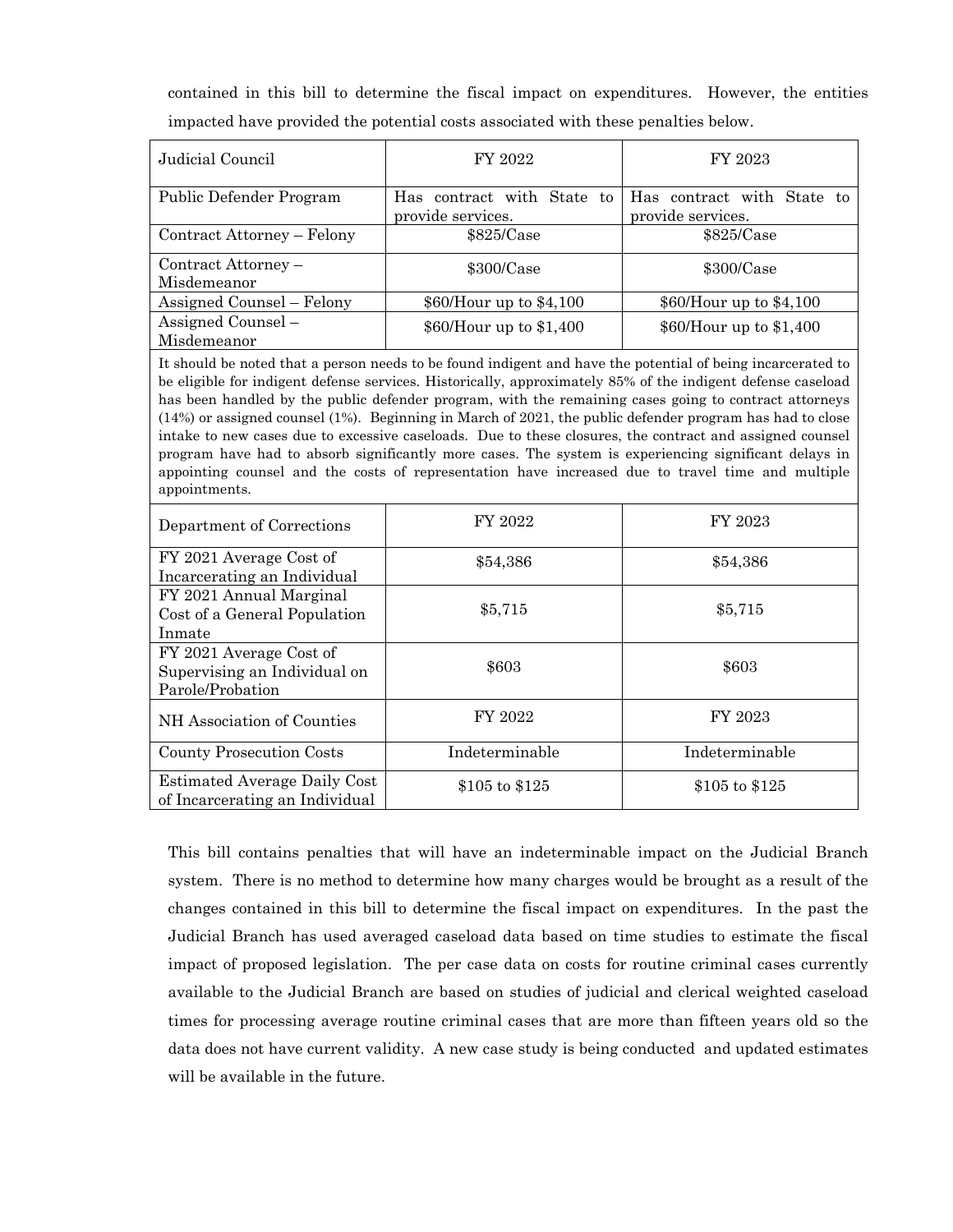contained in this bill to determine the fiscal impact on expenditures. However, the entities impacted have provided the potential costs associated with these penalties below.

| Judicial Council | FY 2022 | FY 2023 |
| --- | --- | --- |
| Public Defender Program | Has contract with State to provide services. | Has contract with State to provide services. |
| Contract Attorney – Felony | $825/Case | $825/Case |
| Contract Attorney – Misdemeanor | $300/Case | $300/Case |
| Assigned Counsel – Felony | $60/Hour up to $4,100 | $60/Hour up to $4,100 |
| Assigned Counsel – Misdemeanor | $60/Hour up to $1,400 | $60/Hour up to $1,400 |
| It should be noted that a person needs to be found indigent and have the potential of being incarcerated to be eligible for indigent defense services. Historically, approximately 85% of the indigent defense caseload has been handled by the public defender program, with the remaining cases going to contract attorneys (14%) or assigned counsel (1%). Beginning in March of 2021, the public defender program has had to close intake to new cases due to excessive caseloads. Due to these closures, the contract and assigned counsel program have had to absorb significantly more cases. The system is experiencing significant delays in appointing counsel and the costs of representation have increased due to travel time and multiple appointments. | | |
| **Department of Corrections** | **FY 2022** | **FY 2023** |
| FY 2021 Average Cost of Incarcerating an Individual | $54,386 | $54,386 |
| FY 2021 Annual Marginal Cost of a General Population Inmate | $5,715 | $5,715 |
| FY 2021 Average Cost of Supervising an Individual on Parole/Probation | $603 | $603 |
| **NH Association of Counties** | **FY 2022** | **FY 2023** |
| County Prosecution Costs | Indeterminable | Indeterminable |
| Estimated Average Daily Cost of Incarcerating an Individual | $105 to $125 | $105 to $125 |

This bill contains penalties that will have an indeterminable impact on the Judicial Branch system. There is no method to determine how many charges would be brought as a result of the changes contained in this bill to determine the fiscal impact on expenditures. In the past the Judicial Branch has used averaged caseload data based on time studies to estimate the fiscal impact of proposed legislation. The per case data on costs for routine criminal cases currently available to the Judicial Branch are based on studies of judicial and clerical weighted caseload times for processing average routine criminal cases that are more than fifteen years old so the data does not have current validity. A new case study is being conducted and updated estimates will be available in the future.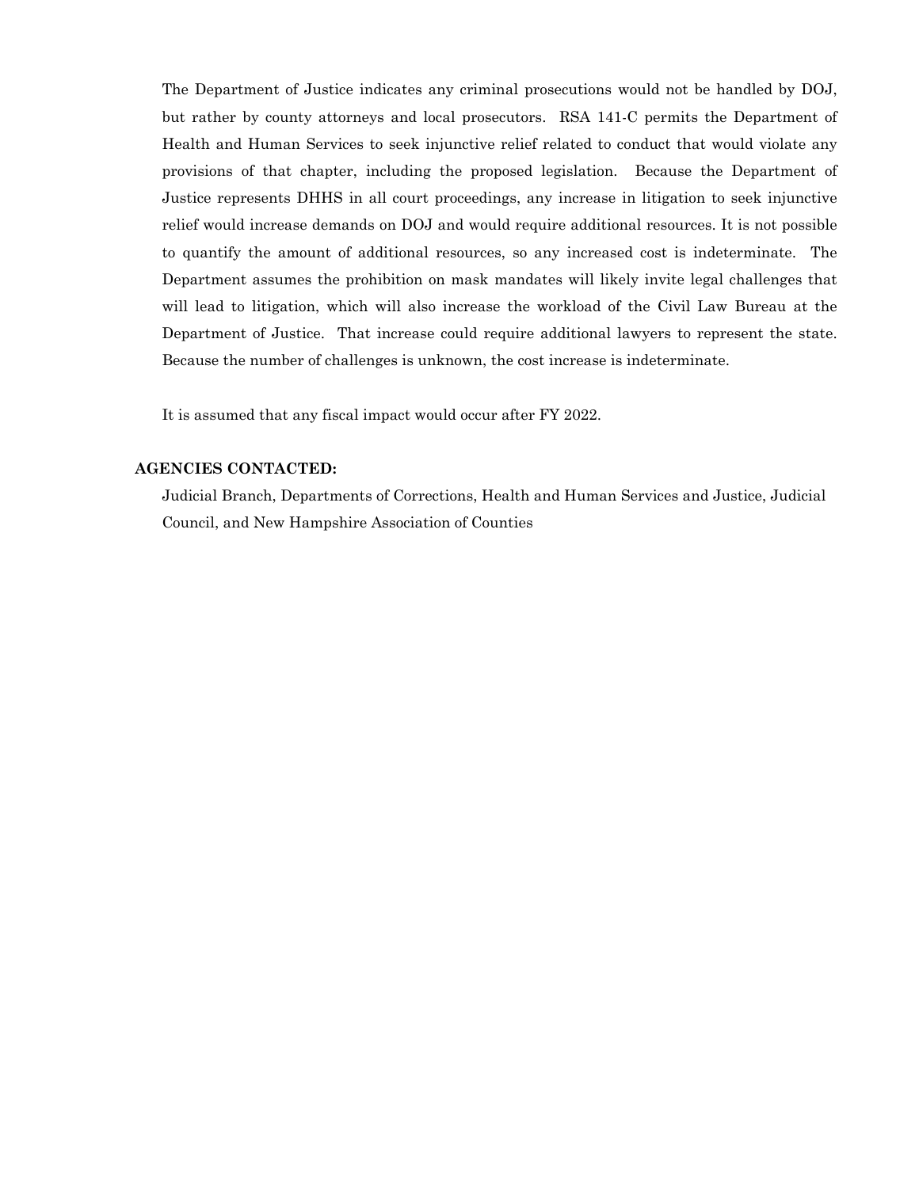The Department of Justice indicates any criminal prosecutions would not be handled by DOJ, but rather by county attorneys and local prosecutors. RSA 141-C permits the Department of Health and Human Services to seek injunctive relief related to conduct that would violate any provisions of that chapter, including the proposed legislation. Because the Department of Justice represents DHHS in all court proceedings, any increase in litigation to seek injunctive relief would increase demands on DOJ and would require additional resources. It is not possible to quantify the amount of additional resources, so any increased cost is indeterminate. The Department assumes the prohibition on mask mandates will likely invite legal challenges that will lead to litigation, which will also increase the workload of the Civil Law Bureau at the Department of Justice. That increase could require additional lawyers to represent the state. Because the number of challenges is unknown, the cost increase is indeterminate.

It is assumed that any fiscal impact would occur after FY 2022.

**AGENCIES CONTACTED:**

Judicial Branch, Departments of Corrections, Health and Human Services and Justice, Judicial Council, and New Hampshire Association of Counties